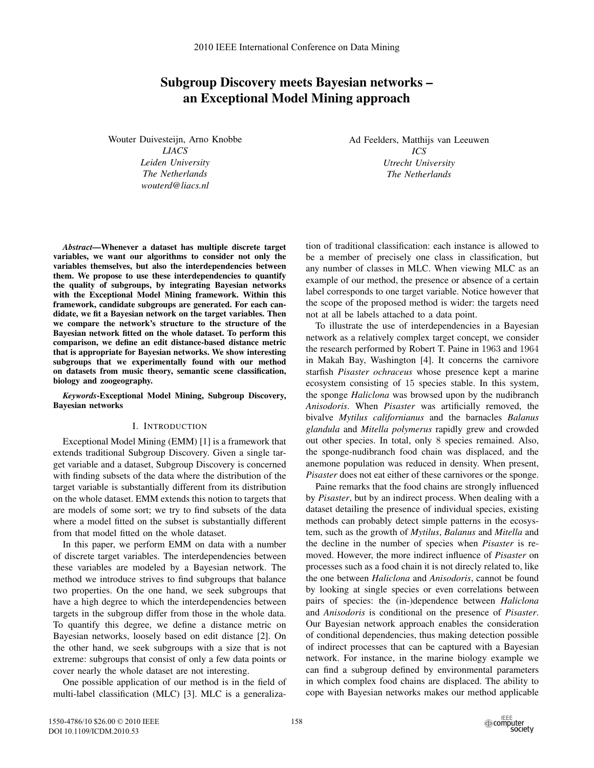# Subgroup Discovery meets Bayesian networks – an Exceptional Model Mining approach

Wouter Duivesteijn, Arno Knobbe
*LIACS*
*Leiden University*
*The Netherlands*
*wouterd@liacs.nl*

Ad Feelders, Matthijs van Leeuwen
*ICS*
*Utrecht University*
*The Netherlands*

***Abstract*—Whenever a dataset has multiple discrete target variables, we want our algorithms to consider not only the variables themselves, but also the interdependencies between them. We propose to use these interdependencies to quantify the quality of subgroups, by integrating Bayesian networks with the Exceptional Model Mining framework. Within this framework, candidate subgroups are generated. For each candidate, we fit a Bayesian network on the target variables. Then we compare the network's structure to the structure of the Bayesian network fitted on the whole dataset. To perform this comparison, we define an edit distance-based distance metric that is appropriate for Bayesian networks. We show interesting subgroups that we experimentally found with our method on datasets from music theory, semantic scene classification, biology and zoogeography.**

***Keywords*-Exceptional Model Mining, Subgroup Discovery, Bayesian networks**

## I. Introduction

Exceptional Model Mining (EMM) [1] is a framework that extends traditional Subgroup Discovery. Given a single target variable and a dataset, Subgroup Discovery is concerned with finding subsets of the data where the distribution of the target variable is substantially different from its distribution on the whole dataset. EMM extends this notion to targets that are models of some sort; we try to find subsets of the data where a model fitted on the subset is substantially different from that model fitted on the whole dataset.

In this paper, we perform EMM on data with a number of discrete target variables. The interdependencies between these variables are modeled by a Bayesian network. The method we introduce strives to find subgroups that balance two properties. On the one hand, we seek subgroups that have a high degree to which the interdependencies between targets in the subgroup differ from those in the whole data. To quantify this degree, we define a distance metric on Bayesian networks, loosely based on edit distance [2]. On the other hand, we seek subgroups with a size that is not extreme: subgroups that consist of only a few data points or cover nearly the whole dataset are not interesting.

One possible application of our method is in the field of multi-label classification (MLC) [3]. MLC is a generalization of traditional classification: each instance is allowed to be a member of precisely one class in classification, but any number of classes in MLC. When viewing MLC as an example of our method, the presence or absence of a certain label corresponds to one target variable. Notice however that the scope of the proposed method is wider: the targets need not at all be labels attached to a data point.

To illustrate the use of interdependencies in a Bayesian network as a relatively complex target concept, we consider the research performed by Robert T. Paine in 1963 and 1964 in Makah Bay, Washington [4]. It concerns the carnivore starfish *Pisaster ochraceus* whose presence kept a marine ecosystem consisting of 15 species stable. In this system, the sponge *Haliclona* was browsed upon by the nudibranch *Anisodoris*. When *Pisaster* was artificially removed, the bivalve *Mytilus californianus* and the barnacles *Balanus glandula* and *Mitella polymerus* rapidly grew and crowded out other species. In total, only 8 species remained. Also, the sponge-nudibranch food chain was displaced, and the anemone population was reduced in density. When present, *Pisaster* does not eat either of these carnivores or the sponge.

Paine remarks that the food chains are strongly influenced by *Pisaster*, but by an indirect process. When dealing with a dataset detailing the presence of individual species, existing methods can probably detect simple patterns in the ecosystem, such as the growth of *Mytilus*, *Balanus* and *Mitella* and the decline in the number of species when *Pisaster* is removed. However, the more indirect influence of *Pisaster* on processes such as a food chain it is not direcly related to, like the one between *Haliclona* and *Anisodoris*, cannot be found by looking at single species or even correlations between pairs of species: the (in-)dependence between *Haliclona* and *Anisodoris* is conditional on the presence of *Pisaster*. Our Bayesian network approach enables the consideration of conditional dependencies, thus making detection possible of indirect processes that can be captured with a Bayesian network. For instance, in the marine biology example we can find a subgroup defined by environmental parameters in which complex food chains are displaced. The ability to cope with Bayesian networks makes our method applicable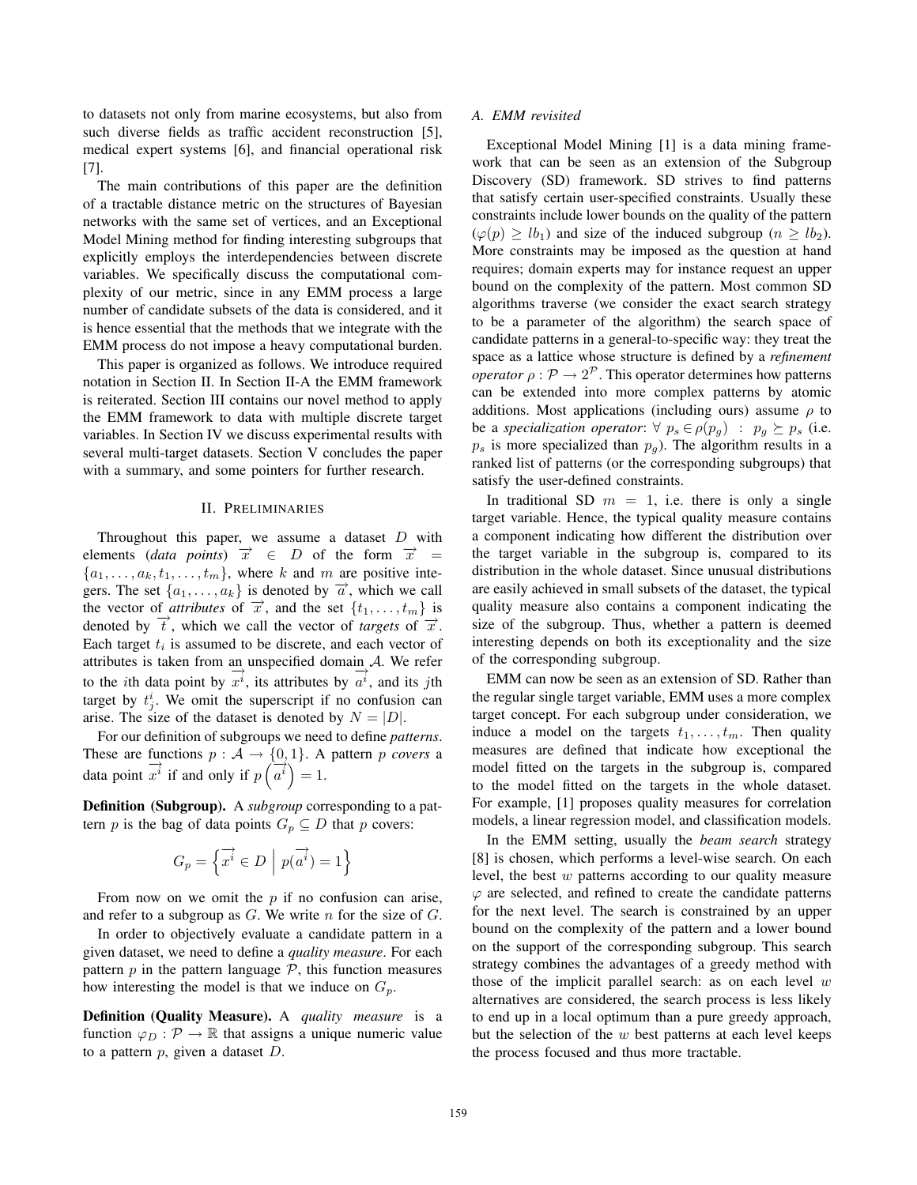to datasets not only from marine ecosystems, but also from such diverse fields as traffic accident reconstruction [5], medical expert systems [6], and financial operational risk [7].

The main contributions of this paper are the definition of a tractable distance metric on the structures of Bayesian networks with the same set of vertices, and an Exceptional Model Mining method for finding interesting subgroups that explicitly employs the interdependencies between discrete variables. We specifically discuss the computational complexity of our metric, since in any EMM process a large number of candidate subsets of the data is considered, and it is hence essential that the methods that we integrate with the EMM process do not impose a heavy computational burden.

This paper is organized as follows. We introduce required notation in Section II. In Section II-A the EMM framework is reiterated. Section III contains our novel method to apply the EMM framework to data with multiple discrete target variables. In Section IV we discuss experimental results with several multi-target datasets. Section V concludes the paper with a summary, and some pointers for further research.

## II. Preliminaries

Throughout this paper, we assume a dataset $D$ with elements (*data points*) $\overrightarrow{x} \in D$ of the form $\overrightarrow{x} = \{a_1, \ldots, a_k, t_1, \ldots, t_m\}$, where $k$ and $m$ are positive integers. The set $\{a_1, \ldots, a_k\}$ is denoted by $\overrightarrow{a}$, which we call the vector of *attributes* of $\overrightarrow{x}$, and the set $\{t_1, \ldots, t_m\}$ is denoted by $\overrightarrow{t}$, which we call the vector of *targets* of $\overrightarrow{x}$. Each target $t_i$ is assumed to be discrete, and each vector of attributes is taken from an unspecified domain $\mathcal{A}$. We refer to the $i$th data point by $\overrightarrow{x^i}$, its attributes by $\overrightarrow{a^i}$, and its $j$th target by $t_j^i$. We omit the superscript if no confusion can arise. The size of the dataset is denoted by $N = |D|$.

For our definition of subgroups we need to define *patterns*. These are functions $p : \mathcal{A} \to \{0, 1\}$. A pattern $p$ *covers* a data point $\overrightarrow{x^i}$ if and only if $p\left(\overrightarrow{a^i}\right) = 1$.

**Definition (Subgroup).** A *subgroup* corresponding to a pattern $p$ is the bag of data points $G_p \subseteq D$ that $p$ covers:

$$G_p = \left\{\overrightarrow{x^i} \in D \;\middle|\; p(\overrightarrow{a^i}) = 1\right\}$$

From now on we omit the $p$ if no confusion can arise, and refer to a subgroup as $G$. We write $n$ for the size of $G$.

In order to objectively evaluate a candidate pattern in a given dataset, we need to define a *quality measure*. For each pattern $p$ in the pattern language $\mathcal{P}$, this function measures how interesting the model is that we induce on $G_p$.

**Definition (Quality Measure).** A *quality measure* is a function $\varphi_D : \mathcal{P} \to \mathbb{R}$ that assigns a unique numeric value to a pattern $p$, given a dataset $D$.

### A. EMM revisited

Exceptional Model Mining [1] is a data mining framework that can be seen as an extension of the Subgroup Discovery (SD) framework. SD strives to find patterns that satisfy certain user-specified constraints. Usually these constraints include lower bounds on the quality of the pattern ($\varphi(p) \geq lb_1$) and size of the induced subgroup ($n \geq lb_2$). More constraints may be imposed as the question at hand requires; domain experts may for instance request an upper bound on the complexity of the pattern. Most common SD algorithms traverse (we consider the exact search strategy to be a parameter of the algorithm) the search space of candidate patterns in a general-to-specific way: they treat the space as a lattice whose structure is defined by a *refinement operator* $\rho : \mathcal{P} \to 2^{\mathcal{P}}$. This operator determines how patterns can be extended into more complex patterns by atomic additions. Most applications (including ours) assume $\rho$ to be a *specialization operator*: $\forall\ p_s \in \rho(p_g)\ :\ p_g \succeq p_s$ (i.e. $p_s$ is more specialized than $p_g$). The algorithm results in a ranked list of patterns (or the corresponding subgroups) that satisfy the user-defined constraints.

In traditional SD $m = 1$, i.e. there is only a single target variable. Hence, the typical quality measure contains a component indicating how different the distribution over the target variable in the subgroup is, compared to its distribution in the whole dataset. Since unusual distributions are easily achieved in small subsets of the dataset, the typical quality measure also contains a component indicating the size of the subgroup. Thus, whether a pattern is deemed interesting depends on both its exceptionality and the size of the corresponding subgroup.

EMM can now be seen as an extension of SD. Rather than the regular single target variable, EMM uses a more complex target concept. For each subgroup under consideration, we induce a model on the targets $t_1, \ldots, t_m$. Then quality measures are defined that indicate how exceptional the model fitted on the targets in the subgroup is, compared to the model fitted on the targets in the whole dataset. For example, [1] proposes quality measures for correlation models, a linear regression model, and classification models.

In the EMM setting, usually the *beam search* strategy [8] is chosen, which performs a level-wise search. On each level, the best $w$ patterns according to our quality measure $\varphi$ are selected, and refined to create the candidate patterns for the next level. The search is constrained by an upper bound on the complexity of the pattern and a lower bound on the support of the corresponding subgroup. This search strategy combines the advantages of a greedy method with those of the implicit parallel search: as on each level $w$ alternatives are considered, the search process is less likely to end up in a local optimum than a pure greedy approach, but the selection of the $w$ best patterns at each level keeps the process focused and thus more tractable.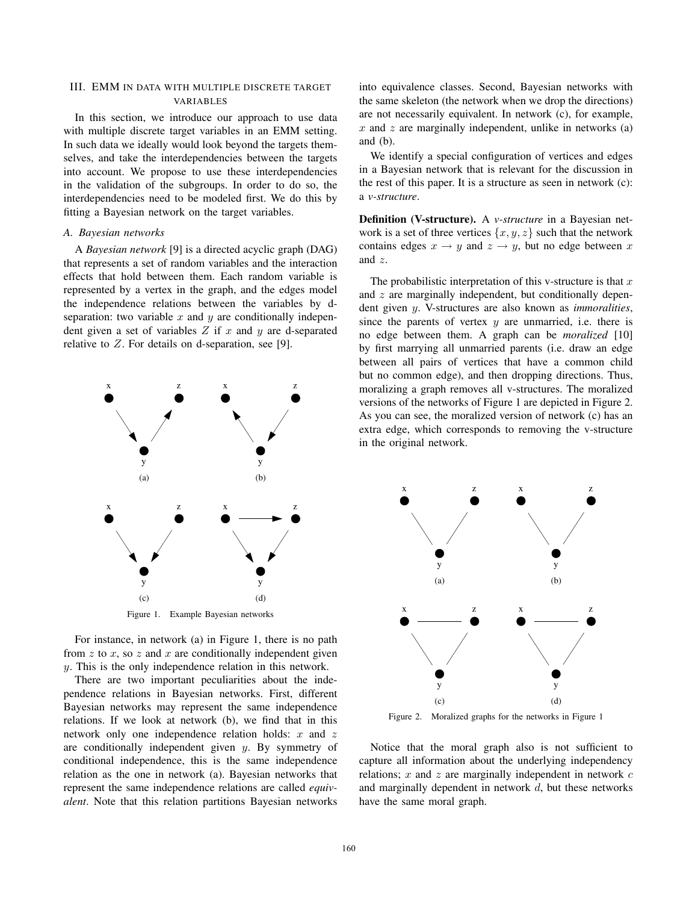## III. EMM IN DATA WITH MULTIPLE DISCRETE TARGET VARIABLES

In this section, we introduce our approach to use data with multiple discrete target variables in an EMM setting. In such data we ideally would look beyond the targets themselves, and take the interdependencies between the targets into account. We propose to use these interdependencies in the validation of the subgroups. In order to do so, the interdependencies need to be modeled first. We do this by fitting a Bayesian network on the target variables.

### A. Bayesian networks

A *Bayesian network* [9] is a directed acyclic graph (DAG) that represents a set of random variables and the interaction effects that hold between them. Each random variable is represented by a vertex in the graph, and the edges model the independence relations between the variables by d-separation: two variable $x$ and $y$ are conditionally independent given a set of variables $Z$ if $x$ and $y$ are d-separated relative to $Z$. For details on d-separation, see [9].

x
z
y
(a)

x
z
y
(b)

x
z
y
(c)

x
z
y
(d)

Figure 1. Example Bayesian networks

For instance, in network (a) in Figure 1, there is no path from $z$ to $x$, so $z$ and $x$ are conditionally independent given $y$. This is the only independence relation in this network.

There are two important peculiarities about the independence relations in Bayesian networks. First, different Bayesian networks may represent the same independence relations. If we look at network (b), we find that in this network only one independence relation holds: $x$ and $z$ are conditionally independent given $y$. By symmetry of conditional independence, this is the same independence relation as the one in network (a). Bayesian networks that represent the same independence relations are called *equivalent*. Note that this relation partitions Bayesian networks into equivalence classes. Second, Bayesian networks with the same skeleton (the network when we drop the directions) are not necessarily equivalent. In network (c), for example, $x$ and $z$ are marginally independent, unlike in networks (a) and (b).

We identify a special configuration of vertices and edges in a Bayesian network that is relevant for the discussion in the rest of this paper. It is a structure as seen in network (c): a *v-structure*.

**Definition (V-structure).** A *v-structure* in a Bayesian network is a set of three vertices $\{x, y, z\}$ such that the network contains edges $x \rightarrow y$ and $z \rightarrow y$, but no edge between $x$ and $z$.

The probabilistic interpretation of this v-structure is that $x$ and $z$ are marginally independent, but conditionally dependent given $y$. V-structures are also known as *immoralities*, since the parents of vertex $y$ are unmarried, i.e. there is no edge between them. A graph can be *moralized* [10] by first marrying all unmarried parents (i.e. draw an edge between all pairs of vertices that have a common child but no common edge), and then dropping directions. Thus, moralizing a graph removes all v-structures. The moralized versions of the networks of Figure 1 are depicted in Figure 2. As you can see, the moralized version of network (c) has an extra edge, which corresponds to removing the v-structure in the original network.

x
z
y
(a)

x
z
y
(b)

x
z
y
(c)

x
z
y
(d)

Figure 2. Moralized graphs for the networks in Figure 1

Notice that the moral graph also is not sufficient to capture all information about the underlying independency relations; $x$ and $z$ are marginally independent in network $c$ and marginally dependent in network $d$, but these networks have the same moral graph.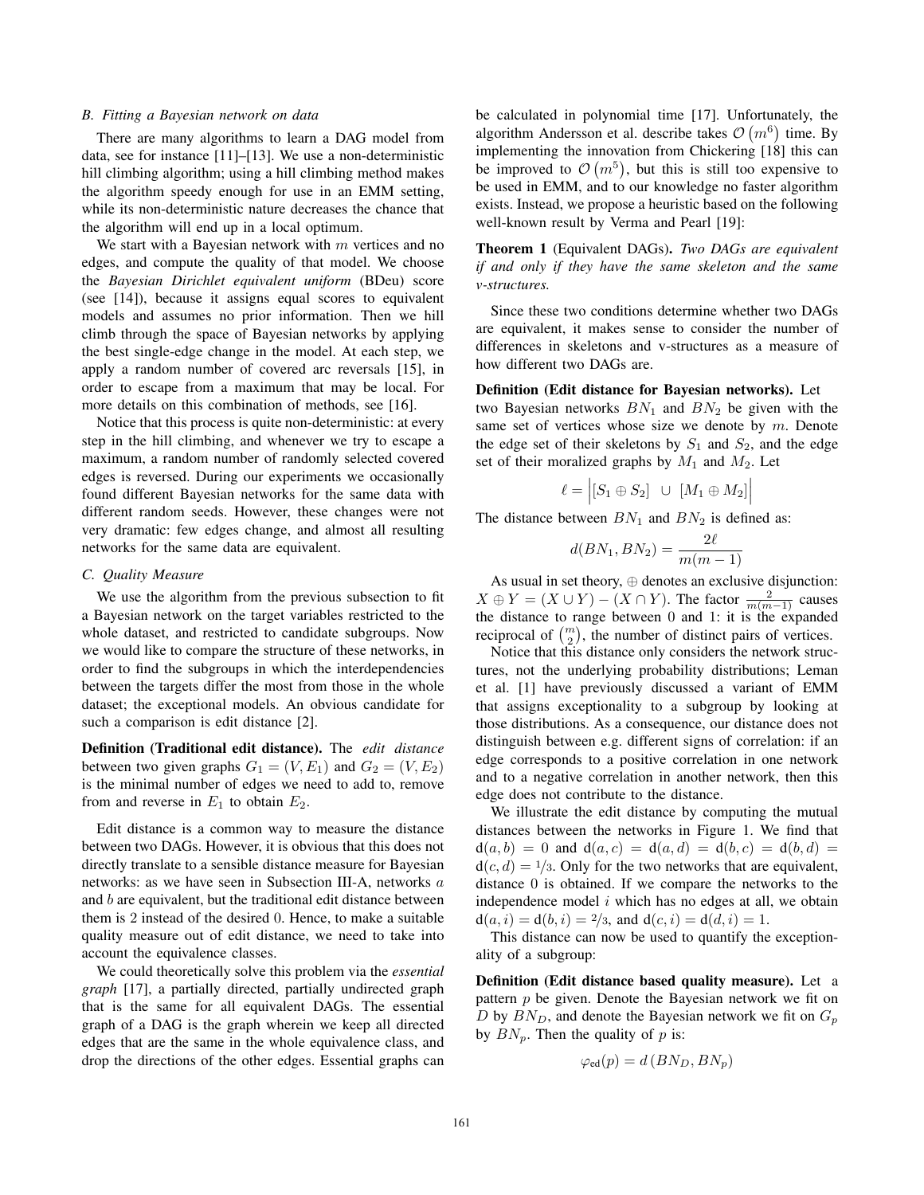### B. Fitting a Bayesian network on data

There are many algorithms to learn a DAG model from data, see for instance [11]–[13]. We use a non-deterministic hill climbing algorithm; using a hill climbing method makes the algorithm speedy enough for use in an EMM setting, while its non-deterministic nature decreases the chance that the algorithm will end up in a local optimum.

We start with a Bayesian network with $m$ vertices and no edges, and compute the quality of that model. We choose the *Bayesian Dirichlet equivalent uniform* (BDeu) score (see [14]), because it assigns equal scores to equivalent models and assumes no prior information. Then we hill climb through the space of Bayesian networks by applying the best single-edge change in the model. At each step, we apply a random number of covered arc reversals [15], in order to escape from a maximum that may be local. For more details on this combination of methods, see [16].

Notice that this process is quite non-deterministic: at every step in the hill climbing, and whenever we try to escape a maximum, a random number of randomly selected covered edges is reversed. During our experiments we occasionally found different Bayesian networks for the same data with different random seeds. However, these changes were not very dramatic: few edges change, and almost all resulting networks for the same data are equivalent.

### C. Quality Measure

We use the algorithm from the previous subsection to fit a Bayesian network on the target variables restricted to the whole dataset, and restricted to candidate subgroups. Now we would like to compare the structure of these networks, in order to find the subgroups in which the interdependencies between the targets differ the most from those in the whole dataset; the exceptional models. An obvious candidate for such a comparison is edit distance [2].

**Definition (Traditional edit distance).** The *edit distance* between two given graphs $G_1 = (V, E_1)$ and $G_2 = (V, E_2)$ is the minimal number of edges we need to add to, remove from and reverse in $E_1$ to obtain $E_2$.

Edit distance is a common way to measure the distance between two DAGs. However, it is obvious that this does not directly translate to a sensible distance measure for Bayesian networks: as we have seen in Subsection III-A, networks $a$ and $b$ are equivalent, but the traditional edit distance between them is 2 instead of the desired 0. Hence, to make a suitable quality measure out of edit distance, we need to take into account the equivalence classes.

We could theoretically solve this problem via the *essential graph* [17], a partially directed, partially undirected graph that is the same for all equivalent DAGs. The essential graph of a DAG is the graph wherein we keep all directed edges that are the same in the whole equivalence class, and drop the directions of the other edges. Essential graphs can be calculated in polynomial time [17]. Unfortunately, the algorithm Andersson et al. describe takes $\mathcal{O}\left(m^6\right)$ time. By implementing the innovation from Chickering [18] this can be improved to $\mathcal{O}\left(m^5\right)$, but this is still too expensive to be used in EMM, and to our knowledge no faster algorithm exists. Instead, we propose a heuristic based on the following well-known result by Verma and Pearl [19]:

**Theorem 1** (Equivalent DAGs). *Two DAGs are equivalent if and only if they have the same skeleton and the same v-structures.*

Since these two conditions determine whether two DAGs are equivalent, it makes sense to consider the number of differences in skeletons and v-structures as a measure of how different two DAGs are.

**Definition (Edit distance for Bayesian networks).** Let two Bayesian networks $BN_1$ and $BN_2$ be given with the same set of vertices whose size we denote by $m$. Denote the edge set of their skeletons by $S_1$ and $S_2$, and the edge set of their moralized graphs by $M_1$ and $M_2$. Let

$$\ell = \Big|[S_1 \oplus S_2] \ \cup \ [M_1 \oplus M_2]\Big|$$

The distance between $BN_1$ and $BN_2$ is defined as:

$$d(BN_1, BN_2) = \frac{2\ell}{m(m-1)}$$

As usual in set theory, $\oplus$ denotes an exclusive disjunction: $X \oplus Y = (X \cup Y) - (X \cap Y)$. The factor $\frac{2}{m(m-1)}$ causes the distance to range between 0 and 1: it is the expanded reciprocal of $\binom{m}{2}$, the number of distinct pairs of vertices.

Notice that this distance only considers the network structures, not the underlying probability distributions; Leman et al. [1] have previously discussed a variant of EMM that assigns exceptionality to a subgroup by looking at those distributions. As a consequence, our distance does not distinguish between e.g. different signs of correlation: if an edge corresponds to a positive correlation in one network and to a negative correlation in another network, then this edge does not contribute to the distance.

We illustrate the edit distance by computing the mutual distances between the networks in Figure 1. We find that $\mathrm{d}(a, b) = 0$ and $\mathrm{d}(a, c) = \mathrm{d}(a, d) = \mathrm{d}(b, c) = \mathrm{d}(b, d) = \mathrm{d}(c, d) = 1/3$. Only for the two networks that are equivalent, distance 0 is obtained. If we compare the networks to the independence model $i$ which has no edges at all, we obtain $\mathrm{d}(a, i) = \mathrm{d}(b, i) = 2/3$, and $\mathrm{d}(c, i) = \mathrm{d}(d, i) = 1$.

This distance can now be used to quantify the exceptionality of a subgroup:

**Definition (Edit distance based quality measure).** Let a pattern $p$ be given. Denote the Bayesian network we fit on $D$ by $BN_D$, and denote the Bayesian network we fit on $G_p$ by $BN_p$. Then the quality of $p$ is:

$$\varphi_{\text{ed}}(p) = d\left(BN_D, BN_p\right)$$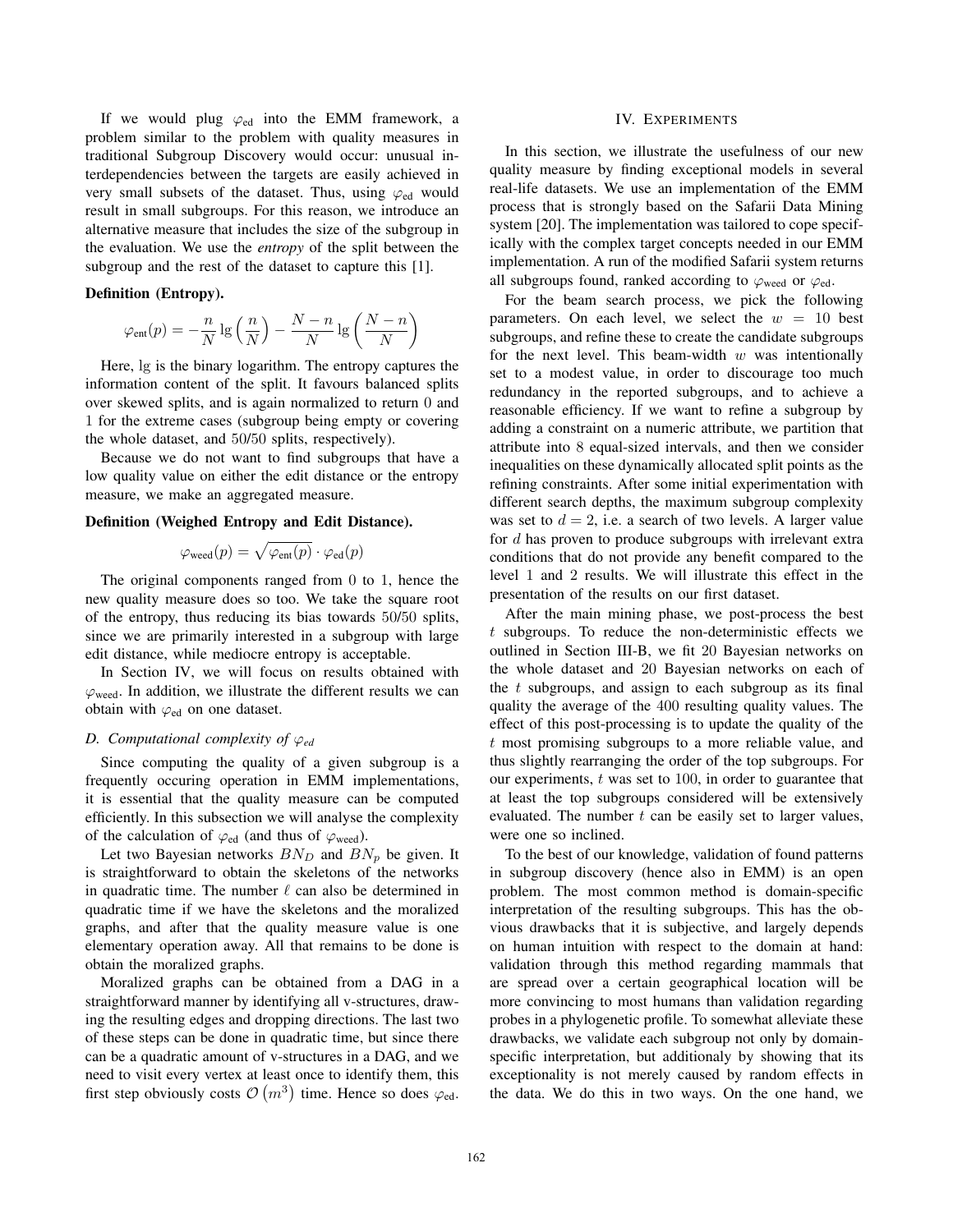If we would plug $\varphi_{\text{ed}}$ into the EMM framework, a problem similar to the problem with quality measures in traditional Subgroup Discovery would occur: unusual interdependencies between the targets are easily achieved in very small subsets of the dataset. Thus, using $\varphi_{\text{ed}}$ would result in small subgroups. For this reason, we introduce an alternative measure that includes the size of the subgroup in the evaluation. We use the *entropy* of the split between the subgroup and the rest of the dataset to capture this [1].

**Definition (Entropy).**

$$\varphi_{\text{ent}}(p) = -\frac{n}{N}\lg\left(\frac{n}{N}\right) - \frac{N-n}{N}\lg\left(\frac{N-n}{N}\right)$$

Here, $\lg$ is the binary logarithm. The entropy captures the information content of the split. It favours balanced splits over skewed splits, and is again normalized to return 0 and 1 for the extreme cases (subgroup being empty or covering the whole dataset, and 50/50 splits, respectively).

Because we do not want to find subgroups that have a low quality value on either the edit distance or the entropy measure, we make an aggregated measure.

**Definition (Weighed Entropy and Edit Distance).**

$$\varphi_{\text{weed}}(p) = \sqrt{\varphi_{\text{ent}}(p)} \cdot \varphi_{\text{ed}}(p)$$

The original components ranged from 0 to 1, hence the new quality measure does so too. We take the square root of the entropy, thus reducing its bias towards 50/50 splits, since we are primarily interested in a subgroup with large edit distance, while mediocre entropy is acceptable.

In Section IV, we will focus on results obtained with $\varphi_{\text{weed}}$. In addition, we illustrate the different results we can obtain with $\varphi_{\text{ed}}$ on one dataset.

### D. Computational complexity of $\varphi_{ed}$

Since computing the quality of a given subgroup is a frequently occuring operation in EMM implementations, it is essential that the quality measure can be computed efficiently. In this subsection we will analyse the complexity of the calculation of $\varphi_{\text{ed}}$ (and thus of $\varphi_{\text{weed}}$).

Let two Bayesian networks $BN_D$ and $BN_p$ be given. It is straightforward to obtain the skeletons of the networks in quadratic time. The number $\ell$ can also be determined in quadratic time if we have the skeletons and the moralized graphs, and after that the quality measure value is one elementary operation away. All that remains to be done is obtain the moralized graphs.

Moralized graphs can be obtained from a DAG in a straightforward manner by identifying all v-structures, drawing the resulting edges and dropping directions. The last two of these steps can be done in quadratic time, but since there can be a quadratic amount of v-structures in a DAG, and we need to visit every vertex at least once to identify them, this first step obviously costs $\mathcal{O}\left(m^3\right)$ time. Hence so does $\varphi_{\text{ed}}$.

## IV. Experiments

In this section, we illustrate the usefulness of our new quality measure by finding exceptional models in several real-life datasets. We use an implementation of the EMM process that is strongly based on the Safarii Data Mining system [20]. The implementation was tailored to cope specifically with the complex target concepts needed in our EMM implementation. A run of the modified Safarii system returns all subgroups found, ranked according to $\varphi_{\text{weed}}$ or $\varphi_{\text{ed}}$.

For the beam search process, we pick the following parameters. On each level, we select the $w = 10$ best subgroups, and refine these to create the candidate subgroups for the next level. This beam-width $w$ was intentionally set to a modest value, in order to discourage too much redundancy in the reported subgroups, and to achieve a reasonable efficiency. If we want to refine a subgroup by adding a constraint on a numeric attribute, we partition that attribute into 8 equal-sized intervals, and then we consider inequalities on these dynamically allocated split points as the refining constraints. After some initial experimentation with different search depths, the maximum subgroup complexity was set to $d = 2$, i.e. a search of two levels. A larger value for $d$ has proven to produce subgroups with irrelevant extra conditions that do not provide any benefit compared to the level 1 and 2 results. We will illustrate this effect in the presentation of the results on our first dataset.

After the main mining phase, we post-process the best $t$ subgroups. To reduce the non-deterministic effects we outlined in Section III-B, we fit 20 Bayesian networks on the whole dataset and 20 Bayesian networks on each of the $t$ subgroups, and assign to each subgroup as its final quality the average of the 400 resulting quality values. The effect of this post-processing is to update the quality of the $t$ most promising subgroups to a more reliable value, and thus slightly rearranging the order of the top subgroups. For our experiments, $t$ was set to 100, in order to guarantee that at least the top subgroups considered will be extensively evaluated. The number $t$ can be easily set to larger values, were one so inclined.

To the best of our knowledge, validation of found patterns in subgroup discovery (hence also in EMM) is an open problem. The most common method is domain-specific interpretation of the resulting subgroups. This has the obvious drawbacks that it is subjective, and largely depends on human intuition with respect to the domain at hand: validation through this method regarding mammals that are spread over a certain geographical location will be more convincing to most humans than validation regarding probes in a phylogenetic profile. To somewhat alleviate these drawbacks, we validate each subgroup not only by domain-specific interpretation, but additionaly by showing that its exceptionality is not merely caused by random effects in the data. We do this in two ways. On the one hand, we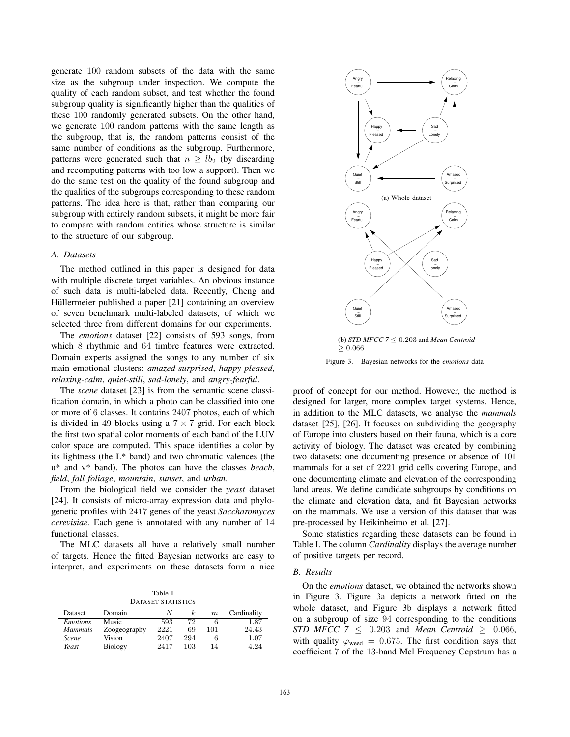generate 100 random subsets of the data with the same size as the subgroup under inspection. We compute the quality of each random subset, and test whether the found subgroup quality is significantly higher than the qualities of these 100 randomly generated subsets. On the other hand, we generate 100 random patterns with the same length as the subgroup, that is, the random patterns consist of the same number of conditions as the subgroup. Furthermore, patterns were generated such that $n \geq lb_2$ (by discarding and recomputing patterns with too low a support). Then we do the same test on the quality of the found subgroup and the qualities of the subgroups corresponding to these random patterns. The idea here is that, rather than comparing our subgroup with entirely random subsets, it might be more fair to compare with random entities whose structure is similar to the structure of our subgroup.

### A. Datasets

The method outlined in this paper is designed for data with multiple discrete target variables. An obvious instance of such data is multi-labeled data. Recently, Cheng and Hüllermeier published a paper [21] containing an overview of seven benchmark multi-labeled datasets, of which we selected three from different domains for our experiments.

The *emotions* dataset [22] consists of 593 songs, from which 8 rhythmic and 64 timbre features were extracted. Domain experts assigned the songs to any number of six main emotional clusters: *amazed-surprised*, *happy-pleased*, *relaxing-calm*, *quiet-still*, *sad-lonely*, and *angry-fearful*.

The *scene* dataset [23] is from the semantic scene classification domain, in which a photo can be classified into one or more of 6 classes. It contains 2407 photos, each of which is divided in 49 blocks using a $7 \times 7$ grid. For each block the first two spatial color moments of each band of the LUV color space are computed. This space identifies a color by its lightness (the L* band) and two chromatic valences (the u* and v* band). The photos can have the classes *beach*, *field*, *fall foliage*, *mountain*, *sunset*, and *urban*.

From the biological field we consider the *yeast* dataset [24]. It consists of micro-array expression data and phylogenetic profiles with 2417 genes of the yeast *Saccharomyces cerevisiae*. Each gene is annotated with any number of 14 functional classes.

The MLC datasets all have a relatively small number of targets. Hence the fitted Bayesian networks are easy to interpret, and experiments on these datasets form a nice proof of concept for our method. However, the method is designed for larger, more complex target systems. Hence, in addition to the MLC datasets, we analyse the *mammals* dataset [25], [26]. It focuses on subdividing the geography of Europe into clusters based on their fauna, which is a core activity of biology. The dataset was created by combining two datasets: one documenting presence or absence of 101 mammals for a set of 2221 grid cells covering Europe, and one documenting climate and elevation of the corresponding land areas. We define candidate subgroups by conditions on the climate and elevation data, and fit Bayesian networks on the mammals. We use a version of this dataset that was pre-processed by Heikinheimo et al. [27].

Some statistics regarding these datasets can be found in Table I. The column *Cardinality* displays the average number of positive targets per record.

Table I
DATASET STATISTICS

| Dataset | Domain | $N$ | $k$ | $m$ | Cardinality |
|---|---|---|---|---|---|
| *Emotions* | Music | 593 | 72 | 6 | 1.87 |
| *Mammals* | Zoogeography | 2221 | 69 | 101 | 24.43 |
| *Scene* | Vision | 2407 | 294 | 6 | 1.07 |
| *Yeast* | Biology | 2417 | 103 | 14 | 4.24 |

Angry – Fearful
Relaxing – Calm
Happy – Pleased
Sad – Lonely
Quiet – Still
Amazed – Surprised

(a) Whole dataset

Angry – Fearful
Relaxing – Calm
Happy – Pleased
Sad – Lonely
Quiet – Still
Amazed – Surprised

(b) *STD MFCC 7* $\leq 0.203$ and *Mean Centroid* $\geq 0.066$

Figure 3. Bayesian networks for the *emotions* data

### B. Results

On the *emotions* dataset, we obtained the networks shown in Figure 3. Figure 3a depicts a network fitted on the whole dataset, and Figure 3b displays a network fitted on a subgroup of size 94 corresponding to the conditions *STD_MFCC_7* $\leq$ 0.203 and *Mean_Centroid* $\geq$ 0.066, with quality $\varphi_{\text{weed}} = 0.675$. The first condition says that coefficient 7 of the 13-band Mel Frequency Cepstrum has a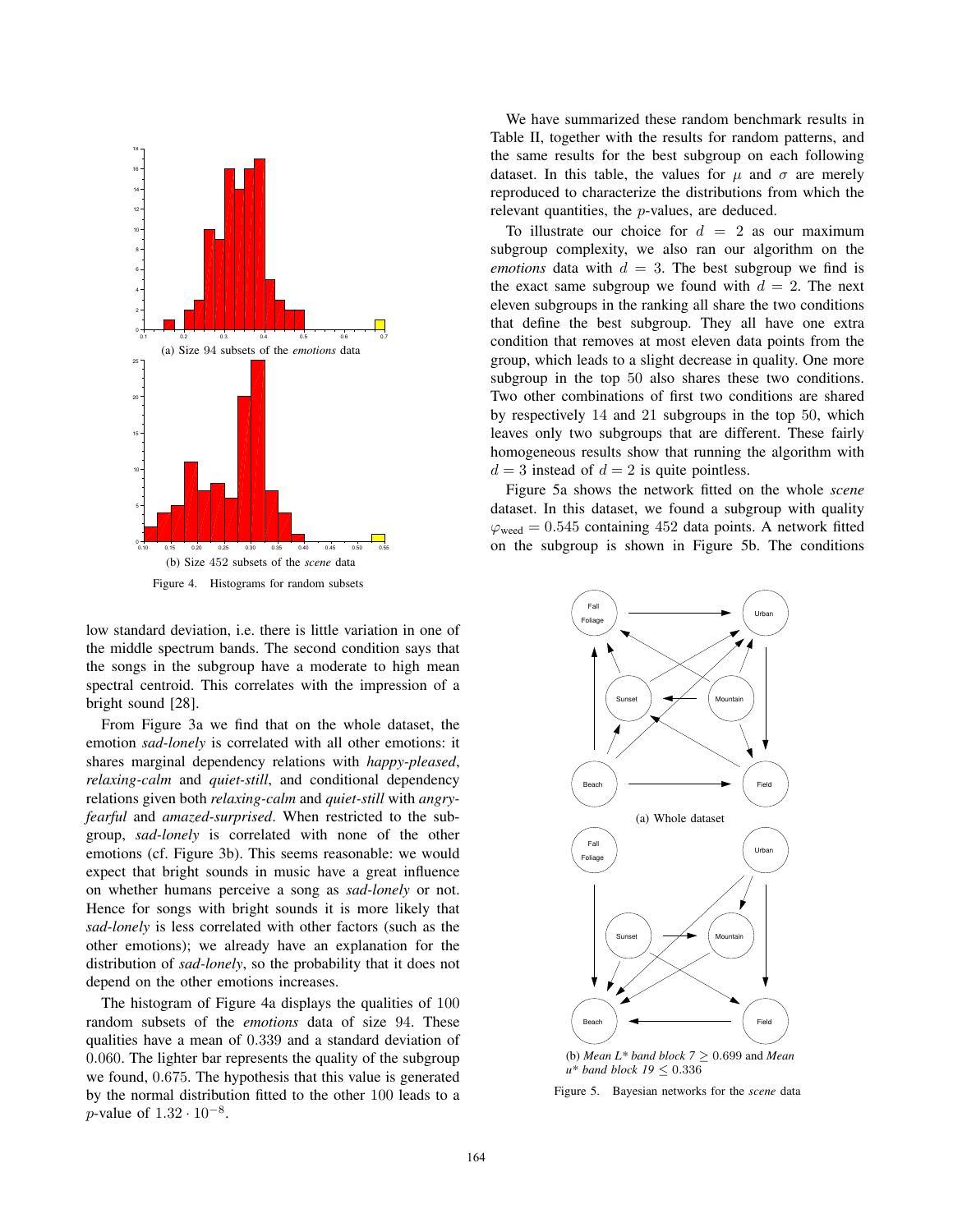18
16
14
12
10
8
6
4
2
0
0.1 0.2 0.3 0.4 0.5 0.6 0.7

(a) Size 94 subsets of the *emotions* data

25
20
15
10
5
0
0.10 0.15 0.20 0.25 0.30 0.35 0.40 0.45 0.50 0.55

(b) Size 452 subsets of the *scene* data

Figure 4. Histograms for random subsets

low standard deviation, i.e. there is little variation in one of the middle spectrum bands. The second condition says that the songs in the subgroup have a moderate to high mean spectral centroid. This correlates with the impression of a bright sound [28].

From Figure 3a we find that on the whole dataset, the emotion *sad-lonely* is correlated with all other emotions: it shares marginal dependency relations with *happy-pleased*, *relaxing-calm* and *quiet-still*, and conditional dependency relations given both *relaxing-calm* and *quiet-still* with *angry-fearful* and *amazed-surprised*. When restricted to the subgroup, *sad-lonely* is correlated with none of the other emotions (cf. Figure 3b). This seems reasonable: we would expect that bright sounds in music have a great influence on whether humans perceive a song as *sad-lonely* or not. Hence for songs with bright sounds it is more likely that *sad-lonely* is less correlated with other factors (such as the other emotions); we already have an explanation for the distribution of *sad-lonely*, so the probability that it does not depend on the other emotions increases.

The histogram of Figure 4a displays the qualities of 100 random subsets of the *emotions* data of size 94. These qualities have a mean of 0.339 and a standard deviation of 0.060. The lighter bar represents the quality of the subgroup we found, 0.675. The hypothesis that this value is generated by the normal distribution fitted to the other 100 leads to a $p$-value of $1.32 \cdot 10^{-8}$.

We have summarized these random benchmark results in Table II, together with the results for random patterns, and the same results for the best subgroup on each following dataset. In this table, the values for $\mu$ and $\sigma$ are merely reproduced to characterize the distributions from which the relevant quantities, the $p$-values, are deduced.

To illustrate our choice for $d = 2$ as our maximum subgroup complexity, we also ran our algorithm on the *emotions* data with $d = 3$. The best subgroup we find is the exact same subgroup we found with $d = 2$. The next eleven subgroups in the ranking all share the two conditions that define the best subgroup. They all have one extra condition that removes at most eleven data points from the group, which leads to a slight decrease in quality. One more subgroup in the top 50 also shares these two conditions. Two other combinations of first two conditions are shared by respectively 14 and 21 subgroups in the top 50, which leaves only two subgroups that are different. These fairly homogeneous results show that running the algorithm with $d = 3$ instead of $d = 2$ is quite pointless.

Figure 5a shows the network fitted on the whole *scene* dataset. In this dataset, we found a subgroup with quality $\varphi_{\text{weed}} = 0.545$ containing 452 data points. A network fitted on the subgroup is shown in Figure 5b. The conditions

Fall Foliage
Urban
Sunset
Mountain
Beach
Field

(a) Whole dataset

Fall Foliage
Urban
Sunset
Mountain
Beach
Field

(b) *Mean L\* band block 7* $\geq 0.699$ and *Mean u\* band block 19* $\leq 0.336$

Figure 5. Bayesian networks for the *scene* data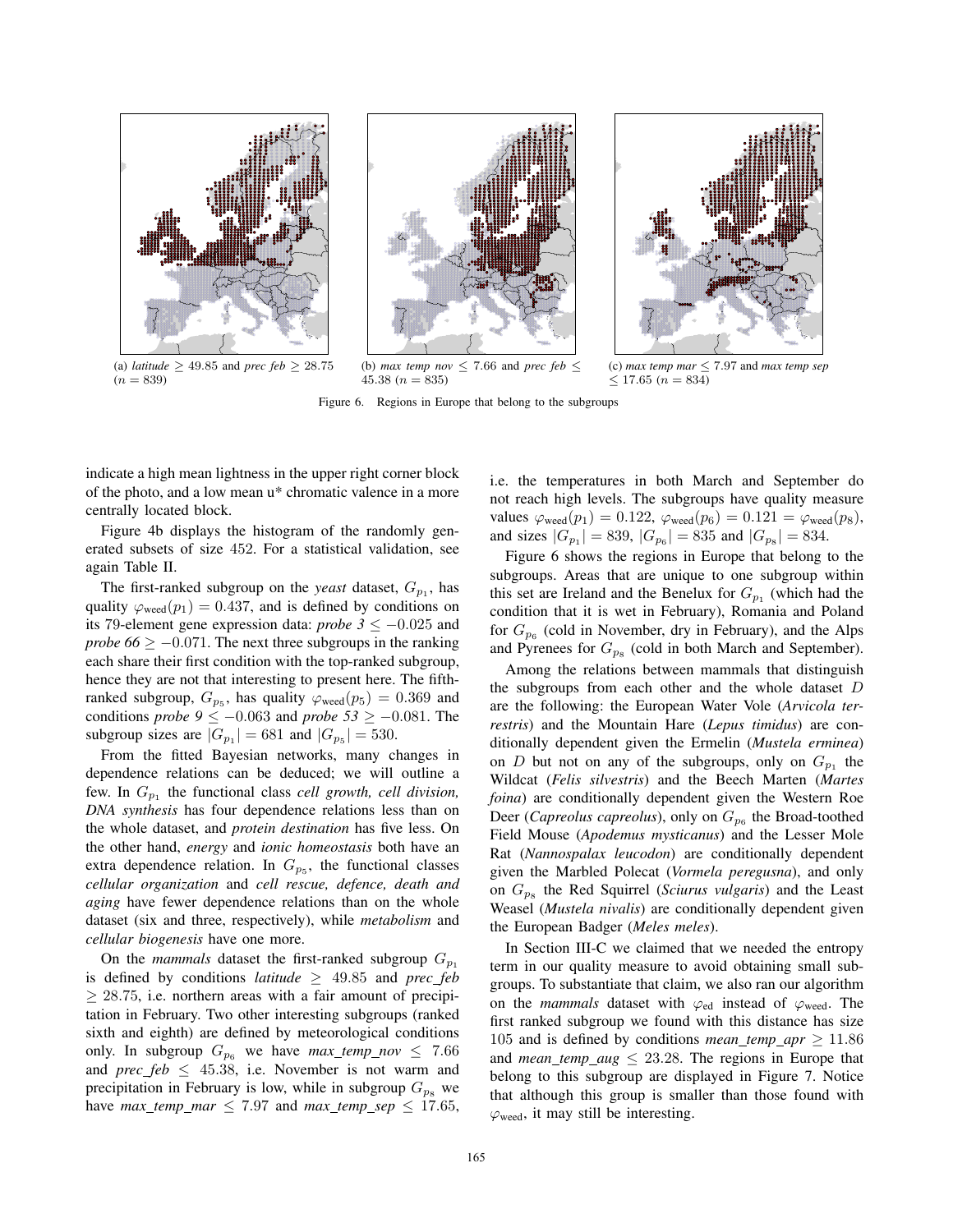(a) *latitude* $\geq 49.85$ and *prec feb* $\geq 28.75$ ($n = 839$)

(b) *max temp nov* $\leq 7.66$ and *prec feb* $\leq 45.38$ ($n = 835$)

(c) *max temp mar* $\leq 7.97$ and *max temp sep* $\leq 17.65$ ($n = 834$)

Figure 6. Regions in Europe that belong to the subgroups

indicate a high mean lightness in the upper right corner block of the photo, and a low mean u* chromatic valence in a more centrally located block.

Figure 4b displays the histogram of the randomly generated subsets of size 452. For a statistical validation, see again Table II.

The first-ranked subgroup on the *yeast* dataset, $G_{p_1}$, has quality $\varphi_{\text{weed}}(p_1) = 0.437$, and is defined by conditions on its 79-element gene expression data: *probe 3* $\leq -0.025$ and *probe 66* $\geq -0.071$. The next three subgroups in the ranking each share their first condition with the top-ranked subgroup, hence they are not that interesting to present here. The fifth-ranked subgroup, $G_{p_5}$, has quality $\varphi_{\text{weed}}(p_5) = 0.369$ and conditions *probe 9* $\leq -0.063$ and *probe 53* $\geq -0.081$. The subgroup sizes are $|G_{p_1}| = 681$ and $|G_{p_5}| = 530$.

From the fitted Bayesian networks, many changes in dependence relations can be deduced; we will outline a few. In $G_{p_1}$ the functional class *cell growth, cell division, DNA synthesis* has four dependence relations less than on the whole dataset, and *protein destination* has five less. On the other hand, *energy* and *ionic homeostasis* both have an extra dependence relation. In $G_{p_5}$, the functional classes *cellular organization* and *cell rescue, defence, death and aging* have fewer dependence relations than on the whole dataset (six and three, respectively), while *metabolism* and *cellular biogenesis* have one more.

On the *mammals* dataset the first-ranked subgroup $G_{p_1}$ is defined by conditions *latitude* $\geq 49.85$ and *prec_feb* $\geq 28.75$, i.e. northern areas with a fair amount of precipitation in February. Two other interesting subgroups (ranked sixth and eighth) are defined by meteorological conditions only. In subgroup $G_{p_6}$ we have *max_temp_nov* $\leq 7.66$ and *prec_feb* $\leq 45.38$, i.e. November is not warm and precipitation in February is low, while in subgroup $G_{p_8}$ we have *max_temp_mar* $\leq 7.97$ and *max_temp_sep* $\leq 17.65$, i.e. the temperatures in both March and September do not reach high levels. The subgroups have quality measure values $\varphi_{\text{weed}}(p_1) = 0.122$, $\varphi_{\text{weed}}(p_6) = 0.121 = \varphi_{\text{weed}}(p_8)$, and sizes $|G_{p_1}| = 839$, $|G_{p_6}| = 835$ and $|G_{p_8}| = 834$.

Figure 6 shows the regions in Europe that belong to the subgroups. Areas that are unique to one subgroup within this set are Ireland and the Benelux for $G_{p_1}$ (which had the condition that it is wet in February), Romania and Poland for $G_{p_6}$ (cold in November, dry in February), and the Alps and Pyrenees for $G_{p_8}$ (cold in both March and September).

Among the relations between mammals that distinguish the subgroups from each other and the whole dataset $D$ are the following: the European Water Vole (*Arvicola terrestris*) and the Mountain Hare (*Lepus timidus*) are conditionally dependent given the Ermelin (*Mustela erminea*) on $D$ but not on any of the subgroups, only on $G_{p_1}$ the Wildcat (*Felis silvestris*) and the Beech Marten (*Martes foina*) are conditionally dependent given the Western Roe Deer (*Capreolus capreolus*), only on $G_{p_6}$ the Broad-toothed Field Mouse (*Apodemus mysticanus*) and the Lesser Mole Rat (*Nannospalax leucodon*) are conditionally dependent given the Marbled Polecat (*Vormela peregusna*), and only on $G_{p_8}$ the Red Squirrel (*Sciurus vulgaris*) and the Least Weasel (*Mustela nivalis*) are conditionally dependent given the European Badger (*Meles meles*).

In Section III-C we claimed that we needed the entropy term in our quality measure to avoid obtaining small subgroups. To substantiate that claim, we also ran our algorithm on the *mammals* dataset with $\varphi_{\text{ed}}$ instead of $\varphi_{\text{weed}}$. The first ranked subgroup we found with this distance has size 105 and is defined by conditions *mean_temp_apr* $\geq 11.86$ and *mean_temp_aug* $\leq 23.28$. The regions in Europe that belong to this subgroup are displayed in Figure 7. Notice that although this group is smaller than those found with $\varphi_{\text{weed}}$, it may still be interesting.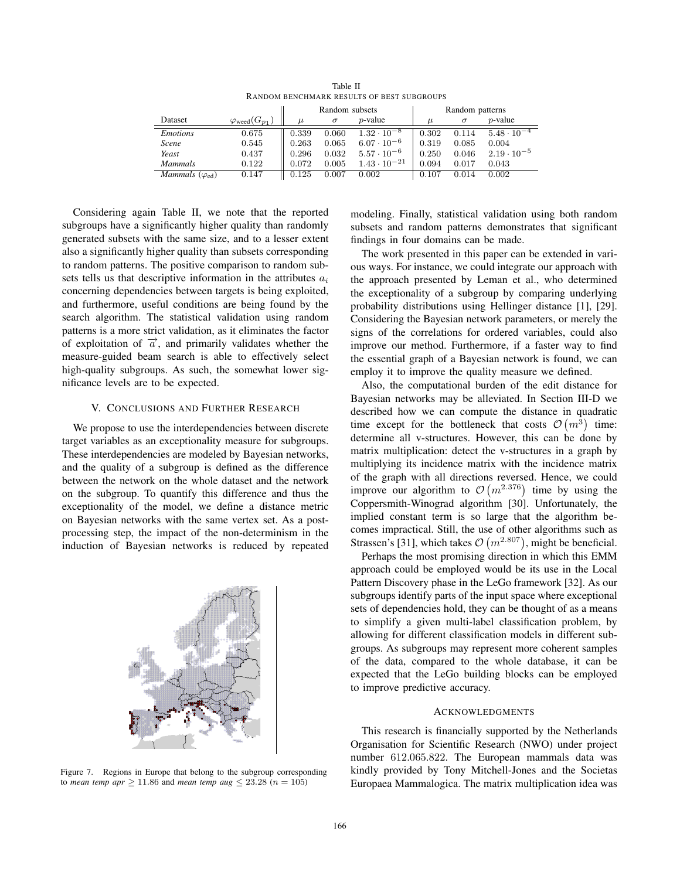Table II
RANDOM BENCHMARK RESULTS OF BEST SUBGROUPS

| Dataset | $\varphi_{\text{weed}}(G_{p_1})$ | Random subsets | | | Random patterns | | |
|---|---|---|---|---|---|---|---|
| | | $\mu$ | $\sigma$ | $p$-value | $\mu$ | $\sigma$ | $p$-value |
| *Emotions* | 0.675 | 0.339 | 0.060 | $1.32 \cdot 10^{-8}$ | 0.302 | 0.114 | $5.48 \cdot 10^{-4}$ |
| *Scene* | 0.545 | 0.263 | 0.065 | $6.07 \cdot 10^{-6}$ | 0.319 | 0.085 | 0.004 |
| *Yeast* | 0.437 | 0.296 | 0.032 | $5.57 \cdot 10^{-6}$ | 0.250 | 0.046 | $2.19 \cdot 10^{-5}$ |
| *Mammals* | 0.122 | 0.072 | 0.005 | $1.43 \cdot 10^{-21}$ | 0.094 | 0.017 | 0.043 |
| *Mammals* ($\varphi_{\text{ed}}$) | 0.147 | 0.125 | 0.007 | 0.002 | 0.107 | 0.014 | 0.002 |

Considering again Table II, we note that the reported subgroups have a significantly higher quality than randomly generated subsets with the same size, and to a lesser extent also a significantly higher quality than subsets corresponding to random patterns. The positive comparison to random subsets tells us that descriptive information in the attributes $a_i$ concerning dependencies between targets is being exploited, and furthermore, useful conditions are being found by the search algorithm. The statistical validation using random patterns is a more strict validation, as it eliminates the factor of exploitation of $\vec{a}$, and primarily validates whether the measure-guided beam search is able to effectively select high-quality subgroups. As such, the somewhat lower significance levels are to be expected.

## V. CONCLUSIONS AND FURTHER RESEARCH

We propose to use the interdependencies between discrete target variables as an exceptionality measure for subgroups. These interdependencies are modeled by Bayesian networks, and the quality of a subgroup is defined as the difference between the network on the whole dataset and the network on the subgroup. To quantify this difference and thus the exceptionality of the model, we define a distance metric on Bayesian networks with the same vertex set. As a post-processing step, the impact of the non-determinism in the induction of Bayesian networks is reduced by repeated modeling. Finally, statistical validation using both random subsets and random patterns demonstrates that significant findings in four domains can be made.

Figure 7. Regions in Europe that belong to the subgroup corresponding to *mean temp apr* $\geq 11.86$ and *mean temp aug* $\leq 23.28$ ($n = 105$)

The work presented in this paper can be extended in various ways. For instance, we could integrate our approach with the approach presented by Leman et al., who determined the exceptionality of a subgroup by comparing underlying probability distributions using Hellinger distance [1], [29]. Considering the Bayesian network parameters, or merely the signs of the correlations for ordered variables, could also improve our method. Furthermore, if a faster way to find the essential graph of a Bayesian network is found, we can employ it to improve the quality measure we defined.

Also, the computational burden of the edit distance for Bayesian networks may be alleviated. In Section III-D we described how we can compute the distance in quadratic time except for the bottleneck that costs $\mathcal{O}(m^3)$ time: determine all v-structures. However, this can be done by matrix multiplication: detect the v-structures in a graph by multiplying its incidence matrix with the incidence matrix of the graph with all directions reversed. Hence, we could improve our algorithm to $\mathcal{O}(m^{2.376})$ time by using the Coppersmith-Winograd algorithm [30]. Unfortunately, the implied constant term is so large that the algorithm becomes impractical. Still, the use of other algorithms such as Strassen's [31], which takes $\mathcal{O}(m^{2.807})$, might be beneficial.

Perhaps the most promising direction in which this EMM approach could be employed would be its use in the Local Pattern Discovery phase in the LeGo framework [32]. As our subgroups identify parts of the input space where exceptional sets of dependencies hold, they can be thought of as a means to simplify a given multi-label classification problem, by allowing for different classification models in different subgroups. As subgroups may represent more coherent samples of the data, compared to the whole database, it can be expected that the LeGo building blocks can be employed to improve predictive accuracy.

## ACKNOWLEDGMENTS

This research is financially supported by the Netherlands Organisation for Scientific Research (NWO) under project number 612.065.822. The European mammals data was kindly provided by Tony Mitchell-Jones and the Societas Europaea Mammalogica. The matrix multiplication idea was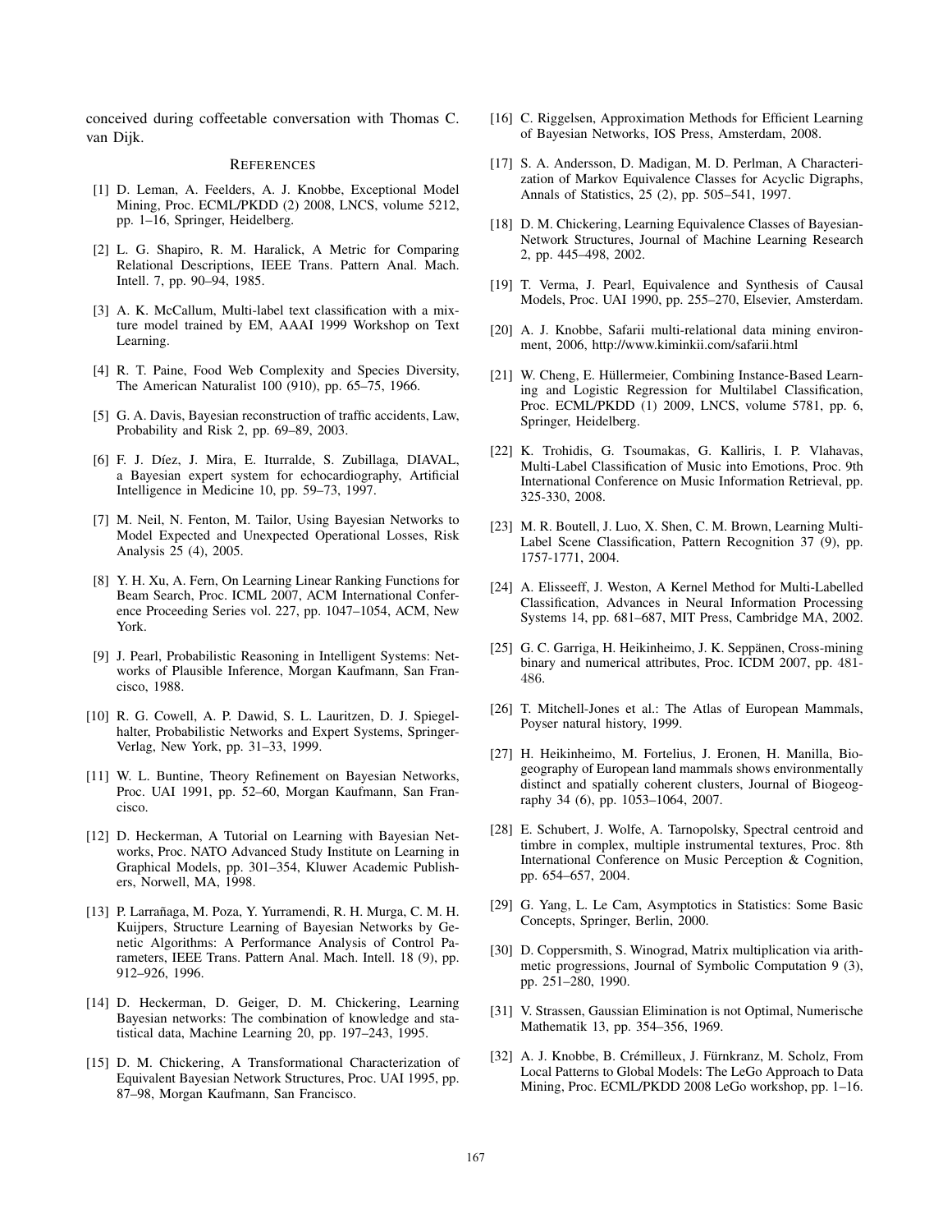conceived during coffeetable conversation with Thomas C. van Dijk.

## References

- [1] D. Leman, A. Feelders, A. J. Knobbe, Exceptional Model Mining, Proc. ECML/PKDD (2) 2008, LNCS, volume 5212, pp. 1–16, Springer, Heidelberg.
- [2] L. G. Shapiro, R. M. Haralick, A Metric for Comparing Relational Descriptions, IEEE Trans. Pattern Anal. Mach. Intell. 7, pp. 90–94, 1985.
- [3] A. K. McCallum, Multi-label text classification with a mixture model trained by EM, AAAI 1999 Workshop on Text Learning.
- [4] R. T. Paine, Food Web Complexity and Species Diversity, The American Naturalist 100 (910), pp. 65–75, 1966.
- [5] G. A. Davis, Bayesian reconstruction of traffic accidents, Law, Probability and Risk 2, pp. 69–89, 2003.
- [6] F. J. Díez, J. Mira, E. Iturralde, S. Zubillaga, DIAVAL, a Bayesian expert system for echocardiography, Artificial Intelligence in Medicine 10, pp. 59–73, 1997.
- [7] M. Neil, N. Fenton, M. Tailor, Using Bayesian Networks to Model Expected and Unexpected Operational Losses, Risk Analysis 25 (4), 2005.
- [8] Y. H. Xu, A. Fern, On Learning Linear Ranking Functions for Beam Search, Proc. ICML 2007, ACM International Conference Proceeding Series vol. 227, pp. 1047–1054, ACM, New York.
- [9] J. Pearl, Probabilistic Reasoning in Intelligent Systems: Networks of Plausible Inference, Morgan Kaufmann, San Francisco, 1988.
- [10] R. G. Cowell, A. P. Dawid, S. L. Lauritzen, D. J. Spiegelhalter, Probabilistic Networks and Expert Systems, Springer-Verlag, New York, pp. 31–33, 1999.
- [11] W. L. Buntine, Theory Refinement on Bayesian Networks, Proc. UAI 1991, pp. 52–60, Morgan Kaufmann, San Francisco.
- [12] D. Heckerman, A Tutorial on Learning with Bayesian Networks, Proc. NATO Advanced Study Institute on Learning in Graphical Models, pp. 301–354, Kluwer Academic Publishers, Norwell, MA, 1998.
- [13] P. Larrañaga, M. Poza, Y. Yurramendi, R. H. Murga, C. M. H. Kuijpers, Structure Learning of Bayesian Networks by Genetic Algorithms: A Performance Analysis of Control Parameters, IEEE Trans. Pattern Anal. Mach. Intell. 18 (9), pp. 912–926, 1996.
- [14] D. Heckerman, D. Geiger, D. M. Chickering, Learning Bayesian networks: The combination of knowledge and statistical data, Machine Learning 20, pp. 197–243, 1995.
- [15] D. M. Chickering, A Transformational Characterization of Equivalent Bayesian Network Structures, Proc. UAI 1995, pp. 87–98, Morgan Kaufmann, San Francisco.
- [16] C. Riggelsen, Approximation Methods for Efficient Learning of Bayesian Networks, IOS Press, Amsterdam, 2008.
- [17] S. A. Andersson, D. Madigan, M. D. Perlman, A Characterization of Markov Equivalence Classes for Acyclic Digraphs, Annals of Statistics, 25 (2), pp. 505–541, 1997.
- [18] D. M. Chickering, Learning Equivalence Classes of Bayesian-Network Structures, Journal of Machine Learning Research 2, pp. 445–498, 2002.
- [19] T. Verma, J. Pearl, Equivalence and Synthesis of Causal Models, Proc. UAI 1990, pp. 255–270, Elsevier, Amsterdam.
- [20] A. J. Knobbe, Safarii multi-relational data mining environment, 2006, http://www.kiminkii.com/safarii.html
- [21] W. Cheng, E. Hüllermeier, Combining Instance-Based Learning and Logistic Regression for Multilabel Classification, Proc. ECML/PKDD (1) 2009, LNCS, volume 5781, pp. 6, Springer, Heidelberg.
- [22] K. Trohidis, G. Tsoumakas, G. Kalliris, I. P. Vlahavas, Multi-Label Classification of Music into Emotions, Proc. 9th International Conference on Music Information Retrieval, pp. 325-330, 2008.
- [23] M. R. Boutell, J. Luo, X. Shen, C. M. Brown, Learning Multi-Label Scene Classification, Pattern Recognition 37 (9), pp. 1757-1771, 2004.
- [24] A. Elisseeff, J. Weston, A Kernel Method for Multi-Labelled Classification, Advances in Neural Information Processing Systems 14, pp. 681–687, MIT Press, Cambridge MA, 2002.
- [25] G. C. Garriga, H. Heikinheimo, J. K. Seppänen, Cross-mining binary and numerical attributes, Proc. ICDM 2007, pp. 481-486.
- [26] T. Mitchell-Jones et al.: The Atlas of European Mammals, Poyser natural history, 1999.
- [27] H. Heikinheimo, M. Fortelius, J. Eronen, H. Manilla, Biogeography of European land mammals shows environmentally distinct and spatially coherent clusters, Journal of Biogeography 34 (6), pp. 1053–1064, 2007.
- [28] E. Schubert, J. Wolfe, A. Tarnopolsky, Spectral centroid and timbre in complex, multiple instrumental textures, Proc. 8th International Conference on Music Perception & Cognition, pp. 654–657, 2004.
- [29] G. Yang, L. Le Cam, Asymptotics in Statistics: Some Basic Concepts, Springer, Berlin, 2000.
- [30] D. Coppersmith, S. Winograd, Matrix multiplication via arithmetic progressions, Journal of Symbolic Computation 9 (3), pp. 251–280, 1990.
- [31] V. Strassen, Gaussian Elimination is not Optimal, Numerische Mathematik 13, pp. 354–356, 1969.
- [32] A. J. Knobbe, B. Crémilleux, J. Fürnkranz, M. Scholz, From Local Patterns to Global Models: The LeGo Approach to Data Mining, Proc. ECML/PKDD 2008 LeGo workshop, pp. 1–16.